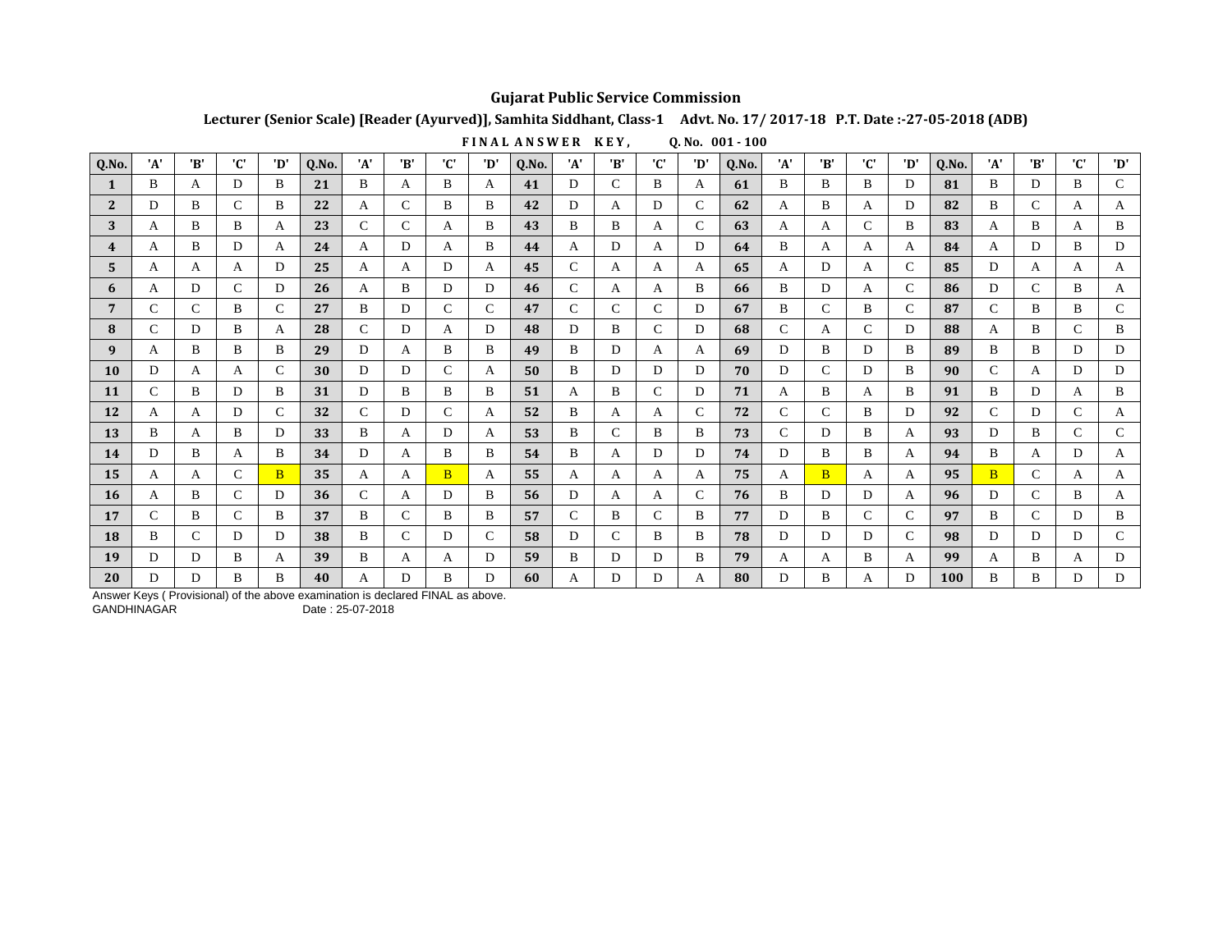# Gujarat Public Service Commission

## Lecturer (Senior Scale) [Reader (Ayurved)], Samhita Siddhant, Class-1 Advt. No. 17/ 2017-18 P.T. Date :-27-05-2018 (ADB)

**FINAL ANSWER KEY, Q. No. 001 - 100**

| Q.No. | 'A' | 'B' | 'C' | 'D' | Q.No. | 'A' | 'B' | 'C' | 'D' | Q.No. | 'A' | 'B' | 'C' | 'D' | Q.No. | 'A' | 'B' | 'C' | 'D' | Q.No. | 'A' | 'B' | 'C' | 'D' |
|---|---|---|---|---|---|---|---|---|---|---|---|---|---|---|---|---|---|---|---|---|---|---|---|---|
| 1 | B | A | D | B | 21 | B | A | B | A | 41 | D | C | B | A | 61 | B | B | B | D | 81 | B | D | B | C |
| 2 | D | B | C | B | 22 | A | C | B | B | 42 | D | A | D | C | 62 | A | B | A | D | 82 | B | C | A | A |
| 3 | A | B | B | A | 23 | C | C | A | B | 43 | B | B | A | C | 63 | A | A | C | B | 83 | A | B | A | B |
| 4 | A | B | D | A | 24 | A | D | A | B | 44 | A | D | A | D | 64 | B | A | A | A | 84 | A | D | B | D |
| 5 | A | A | A | D | 25 | A | A | D | A | 45 | C | A | A | A | 65 | A | D | A | C | 85 | D | A | A | A |
| 6 | A | D | C | D | 26 | A | B | D | D | 46 | C | A | A | B | 66 | B | D | A | C | 86 | D | C | B | A |
| 7 | C | C | B | C | 27 | B | D | C | C | 47 | C | C | C | D | 67 | B | C | B | C | 87 | C | B | B | C |
| 8 | C | D | B | A | 28 | C | D | A | D | 48 | D | B | C | D | 68 | C | A | C | D | 88 | A | B | C | B |
| 9 | A | B | B | B | 29 | D | A | B | B | 49 | B | D | A | A | 69 | D | B | D | B | 89 | B | B | D | D |
| 10 | D | A | A | C | 30 | D | D | C | A | 50 | B | D | D | D | 70 | D | C | D | B | 90 | C | A | D | D |
| 11 | C | B | D | B | 31 | D | B | B | B | 51 | A | B | C | D | 71 | A | B | A | B | 91 | B | D | A | B |
| 12 | A | A | D | C | 32 | C | D | C | A | 52 | B | A | A | C | 72 | C | C | B | D | 92 | C | D | C | A |
| 13 | B | A | B | D | 33 | B | A | D | A | 53 | B | C | B | B | 73 | C | D | B | A | 93 | D | B | C | C |
| 14 | D | B | A | B | 34 | D | A | B | B | 54 | B | A | D | D | 74 | D | B | B | A | 94 | B | A | D | A |
| 15 | A | A | C | B | 35 | A | A | B | A | 55 | A | A | A | A | 75 | A | B | A | A | 95 | B | C | A | A |
| 16 | A | B | C | D | 36 | C | A | D | B | 56 | D | A | A | C | 76 | B | D | D | A | 96 | D | C | B | A |
| 17 | C | B | C | B | 37 | B | C | B | B | 57 | C | B | C | B | 77 | D | B | C | C | 97 | B | C | D | B |
| 18 | B | C | D | D | 38 | B | C | D | C | 58 | D | C | B | B | 78 | D | D | D | C | 98 | D | D | D | C |
| 19 | D | D | B | A | 39 | B | A | A | D | 59 | B | D | D | B | 79 | A | A | B | A | 99 | A | B | A | D |
| 20 | D | D | B | B | 40 | A | D | B | D | 60 | A | D | D | A | 80 | D | B | A | D | 100 | B | B | D | D |

Answer Keys ( Provisional) of the above examination is declared FINAL as above.

GANDHINAGAR Date : 25-07-2018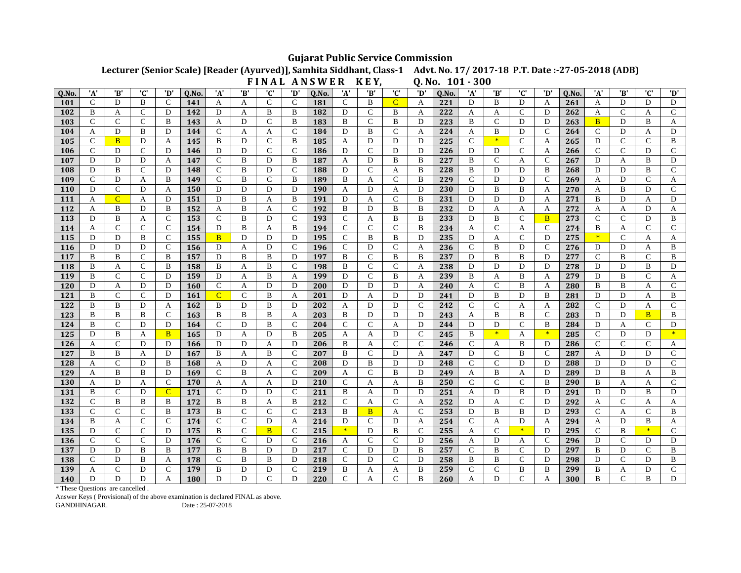# Gujarat Public Service Commission

**Lecturer (Senior Scale) [Reader (Ayurved)], Samhita Siddhant, Class-1 Advt. No. 17/ 2017-18 P.T. Date :-27-05-2018 (ADB)**

**FINAL ANSWER KEY, Q. No. 101 - 300**

| Q.No. | 'A' | 'B' | 'C' | 'D' | Q.No. | 'A' | 'B' | 'C' | 'D' | Q.No. | 'A' | 'B' | 'C' | 'D' | Q.No. | 'A' | 'B' | 'C' | 'D' | Q.No. | 'A' | 'B' | 'C' | 'D' |
|---|---|---|---|---|---|---|---|---|---|---|---|---|---|---|---|---|---|---|---|---|---|---|---|---|
| 101 | C | D | B | C | 141 | A | A | C | C | 181 | C | B | C | A | 221 | D | B | D | A | 261 | A | D | D | D |
| 102 | B | A | C | D | 142 | D | A | B | B | 182 | D | C | B | A | 222 | A | A | C | D | 262 | A | C | A | C |
| 103 | C | C | C | B | 143 | A | D | C | B | 183 | B | C | B | D | 223 | B | C | D | D | 263 | B | D | B | A |
| 104 | A | D | B | D | 144 | C | A | A | C | 184 | D | B | C | A | 224 | A | B | D | C | 264 | C | D | A | D |
| 105 | C | B | D | A | 145 | B | D | C | B | 185 | A | D | D | D | 225 | C | * | C | A | 265 | D | C | C | B |
| 106 | C | D | C | D | 146 | D | D | C | C | 186 | D | C | D | D | 226 | D | D | C | A | 266 | C | C | D | C |
| 107 | D | D | D | A | 147 | C | B | D | B | 187 | A | D | B | B | 227 | B | C | A | C | 267 | D | A | B | D |
| 108 | D | B | C | D | 148 | C | B | D | C | 188 | D | C | A | B | 228 | B | D | D | B | 268 | D | D | B | C |
| 109 | C | D | A | B | 149 | C | B | C | B | 189 | B | A | C | B | 229 | C | D | D | C | 269 | A | D | C | A |
| 110 | D | C | D | A | 150 | D | D | D | D | 190 | A | D | A | D | 230 | D | B | B | A | 270 | A | B | D | C |
| 111 | A | C | A | D | 151 | D | B | A | B | 191 | D | A | C | B | 231 | D | D | D | A | 271 | B | D | A | D |
| 112 | A | B | D | B | 152 | A | B | A | C | 192 | B | D | B | B | 232 | D | A | A | A | 272 | A | A | D | A |
| 113 | D | B | A | C | 153 | C | B | D | C | 193 | C | A | B | B | 233 | D | B | C | B | 273 | C | C | D | B |
| 114 | A | C | C | C | 154 | D | B | A | B | 194 | C | C | C | B | 234 | A | C | A | C | 274 | B | A | C | C |
| 115 | D | D | B | C | 155 | B | D | D | D | 195 | C | B | B | D | 235 | D | A | C | D | 275 | * | C | A | A |
| 116 | D | D | D | C | 156 | D | A | D | C | 196 | C | D | C | A | 236 | C | B | D | C | 276 | D | D | A | B |
| 117 | B | B | C | B | 157 | D | B | B | D | 197 | B | C | B | B | 237 | D | B | B | D | 277 | C | B | C | B |
| 118 | B | A | C | B | 158 | B | A | B | C | 198 | B | C | C | A | 238 | D | D | D | D | 278 | D | D | B | D |
| 119 | B | C | C | D | 159 | D | A | B | A | 199 | D | C | B | A | 239 | B | A | B | A | 279 | D | B | C | A |
| 120 | D | A | D | D | 160 | C | A | D | D | 200 | D | D | D | A | 240 | A | C | B | A | 280 | B | B | A | C |
| 121 | B | C | C | D | 161 | C | C | B | A | 201 | D | A | D | D | 241 | D | B | D | B | 281 | D | D | A | B |
| 122 | B | B | D | A | 162 | B | D | B | D | 202 | A | D | D | C | 242 | C | C | A | A | 282 | C | D | A | C |
| 123 | B | B | B | C | 163 | B | B | B | A | 203 | B | D | D | D | 243 | A | B | B | C | 283 | D | D | B | B |
| 124 | B | C | D | D | 164 | C | D | B | C | 204 | C | C | A | D | 244 | D | D | C | B | 284 | D | A | C | D |
| 125 | D | B | A | B | 165 | D | A | D | B | 205 | A | A | D | C | 245 | B | * | A | * | 285 | C | D | D | * |
| 126 | A | C | D | D | 166 | D | D | A | D | 206 | B | A | C | C | 246 | C | A | B | D | 286 | C | C | C | A |
| 127 | B | B | A | D | 167 | B | A | B | C | 207 | B | C | D | A | 247 | D | C | B | C | 287 | A | D | D | C |
| 128 | A | C | D | B | 168 | A | D | A | C | 208 | D | B | D | D | 248 | C | C | D | D | 288 | D | D | D | C |
| 129 | A | B | B | D | 169 | C | B | A | C | 209 | A | C | B | D | 249 | A | B | A | D | 289 | D | B | A | B |
| 130 | A | D | A | C | 170 | A | A | A | D | 210 | C | A | A | B | 250 | C | C | C | B | 290 | B | A | A | C |
| 131 | B | C | D | C | 171 | C | D | D | C | 211 | B | A | D | D | 251 | A | D | B | D | 291 | D | D | B | D |
| 132 | C | B | B | B | 172 | B | B | A | B | 212 | C | A | C | A | 252 | D | A | C | D | 292 | A | C | A | A |
| 133 | C | C | C | B | 173 | B | C | C | C | 213 | B | B | A | C | 253 | D | B | B | D | 293 | C | A | C | B |
| 134 | B | A | C | C | 174 | C | C | D | A | 214 | D | C | D | A | 254 | C | A | D | A | 294 | A | D | B | A |
| 135 | D | C | C | D | 175 | B | C | B | C | 215 | * | D | B | C | 255 | A | C | * | D | 295 | C | B | * | C |
| 136 | C | C | C | D | 176 | C | C | D | C | 216 | A | C | C | D | 256 | A | D | A | C | 296 | D | C | D | D |
| 137 | D | D | B | B | 177 | B | B | D | D | 217 | C | D | D | B | 257 | C | B | C | D | 297 | B | D | C | B |
| 138 | C | D | B | A | 178 | C | B | B | D | 218 | C | D | C | D | 258 | B | B | C | D | 298 | D | C | D | B |
| 139 | A | C | D | C | 179 | B | D | D | C | 219 | B | A | A | B | 259 | C | C | B | B | 299 | B | A | D | C |
| 140 | D | D | D | A | 180 | D | D | C | D | 220 | C | A | C | B | 260 | A | D | C | A | 300 | B | C | B | D |

\* These Questions are cancelled .

Answer Keys ( Provisional) of the above examination is declared FINAL as above.

GANDHINAGAR. Date : 25-07-2018